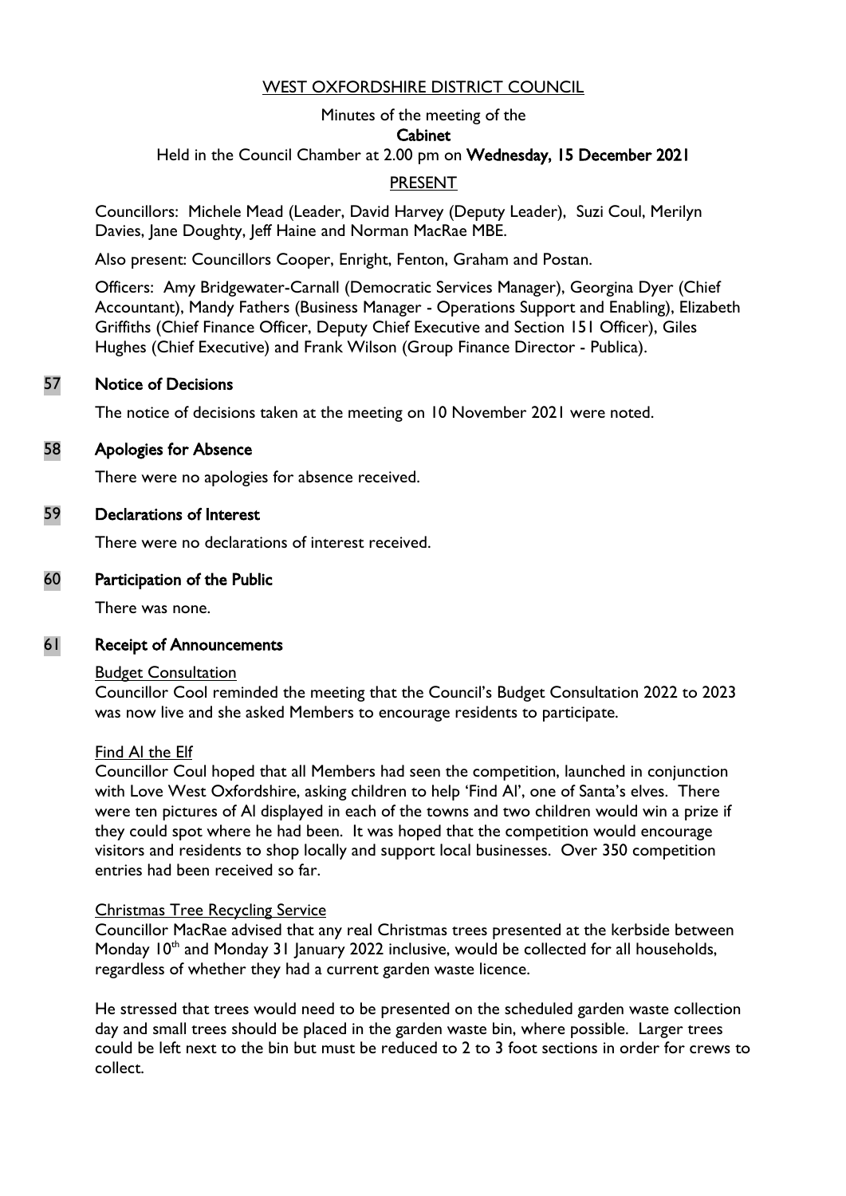WEST OXFORDSHIRE DISTRICT COUNCIL

Minutes of the meeting of the

**Cabinet**

Held in the Council Chamber at 2.00 pm on **Wednesday, 15 December 2021**

PRESENT

Councillors: Michele Mead (Leader, David Harvey (Deputy Leader), Suzi Coul, Merilyn Davies, Jane Doughty, Jeff Haine and Norman MacRae MBE.

Also present: Councillors Cooper, Enright, Fenton, Graham and Postan.

Officers: Amy Bridgewater-Carnall (Democratic Services Manager), Georgina Dyer (Chief Accountant), Mandy Fathers (Business Manager - Operations Support and Enabling), Elizabeth Griffiths (Chief Finance Officer, Deputy Chief Executive and Section 151 Officer), Giles Hughes (Chief Executive) and Frank Wilson (Group Finance Director - Publica).

## 57 Notice of Decisions

The notice of decisions taken at the meeting on 10 November 2021 were noted.

## 58 Apologies for Absence

There were no apologies for absence received.

## 59 Declarations of Interest

There were no declarations of interest received.

## 60 Participation of the Public

There was none.

## 61 Receipt of Announcements

Budget Consultation

Councillor Cool reminded the meeting that the Council's Budget Consultation 2022 to 2023 was now live and she asked Members to encourage residents to participate.

Find Al the Elf

Councillor Coul hoped that all Members had seen the competition, launched in conjunction with Love West Oxfordshire, asking children to help 'Find Al', one of Santa's elves. There were ten pictures of Al displayed in each of the towns and two children would win a prize if they could spot where he had been. It was hoped that the competition would encourage visitors and residents to shop locally and support local businesses. Over 350 competition entries had been received so far.

Christmas Tree Recycling Service

Councillor MacRae advised that any real Christmas trees presented at the kerbside between Monday 10th and Monday 31 January 2022 inclusive, would be collected for all households, regardless of whether they had a current garden waste licence.

He stressed that trees would need to be presented on the scheduled garden waste collection day and small trees should be placed in the garden waste bin, where possible. Larger trees could be left next to the bin but must be reduced to 2 to 3 foot sections in order for crews to collect.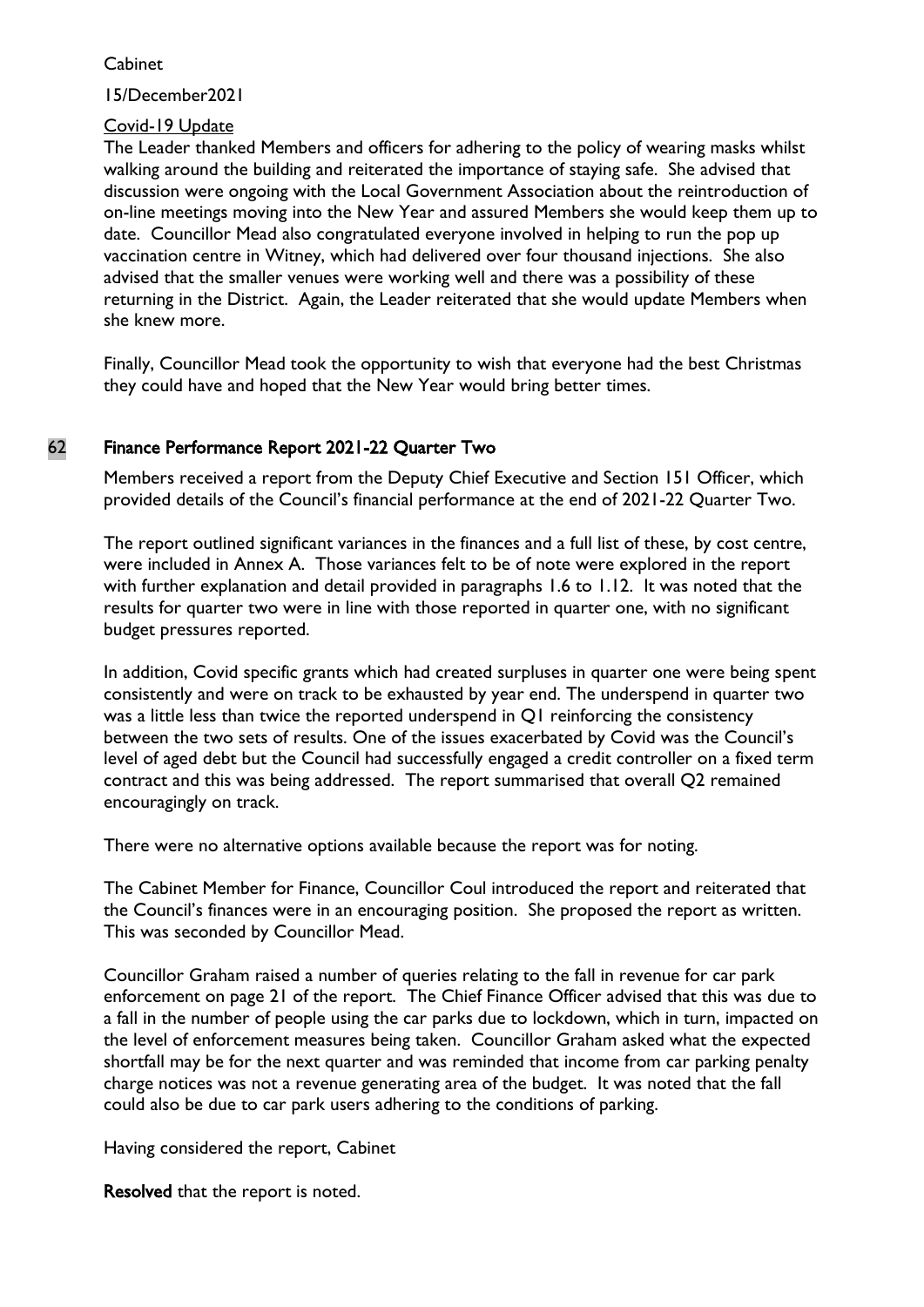Cabinet

15/December2021

Covid-19 Update

The Leader thanked Members and officers for adhering to the policy of wearing masks whilst walking around the building and reiterated the importance of staying safe. She advised that discussion were ongoing with the Local Government Association about the reintroduction of on-line meetings moving into the New Year and assured Members she would keep them up to date. Councillor Mead also congratulated everyone involved in helping to run the pop up vaccination centre in Witney, which had delivered over four thousand injections. She also advised that the smaller venues were working well and there was a possibility of these returning in the District. Again, the Leader reiterated that she would update Members when she knew more.

Finally, Councillor Mead took the opportunity to wish that everyone had the best Christmas they could have and hoped that the New Year would bring better times.

## 62 Finance Performance Report 2021-22 Quarter Two

Members received a report from the Deputy Chief Executive and Section 151 Officer, which provided details of the Council's financial performance at the end of 2021-22 Quarter Two.

The report outlined significant variances in the finances and a full list of these, by cost centre, were included in Annex A. Those variances felt to be of note were explored in the report with further explanation and detail provided in paragraphs 1.6 to 1.12. It was noted that the results for quarter two were in line with those reported in quarter one, with no significant budget pressures reported.

In addition, Covid specific grants which had created surpluses in quarter one were being spent consistently and were on track to be exhausted by year end. The underspend in quarter two was a little less than twice the reported underspend in Q1 reinforcing the consistency between the two sets of results. One of the issues exacerbated by Covid was the Council's level of aged debt but the Council had successfully engaged a credit controller on a fixed term contract and this was being addressed. The report summarised that overall Q2 remained encouragingly on track.

There were no alternative options available because the report was for noting.

The Cabinet Member for Finance, Councillor Coul introduced the report and reiterated that the Council's finances were in an encouraging position. She proposed the report as written. This was seconded by Councillor Mead.

Councillor Graham raised a number of queries relating to the fall in revenue for car park enforcement on page 21 of the report. The Chief Finance Officer advised that this was due to a fall in the number of people using the car parks due to lockdown, which in turn, impacted on the level of enforcement measures being taken. Councillor Graham asked what the expected shortfall may be for the next quarter and was reminded that income from car parking penalty charge notices was not a revenue generating area of the budget. It was noted that the fall could also be due to car park users adhering to the conditions of parking.

Having considered the report, Cabinet

**Resolved** that the report is noted.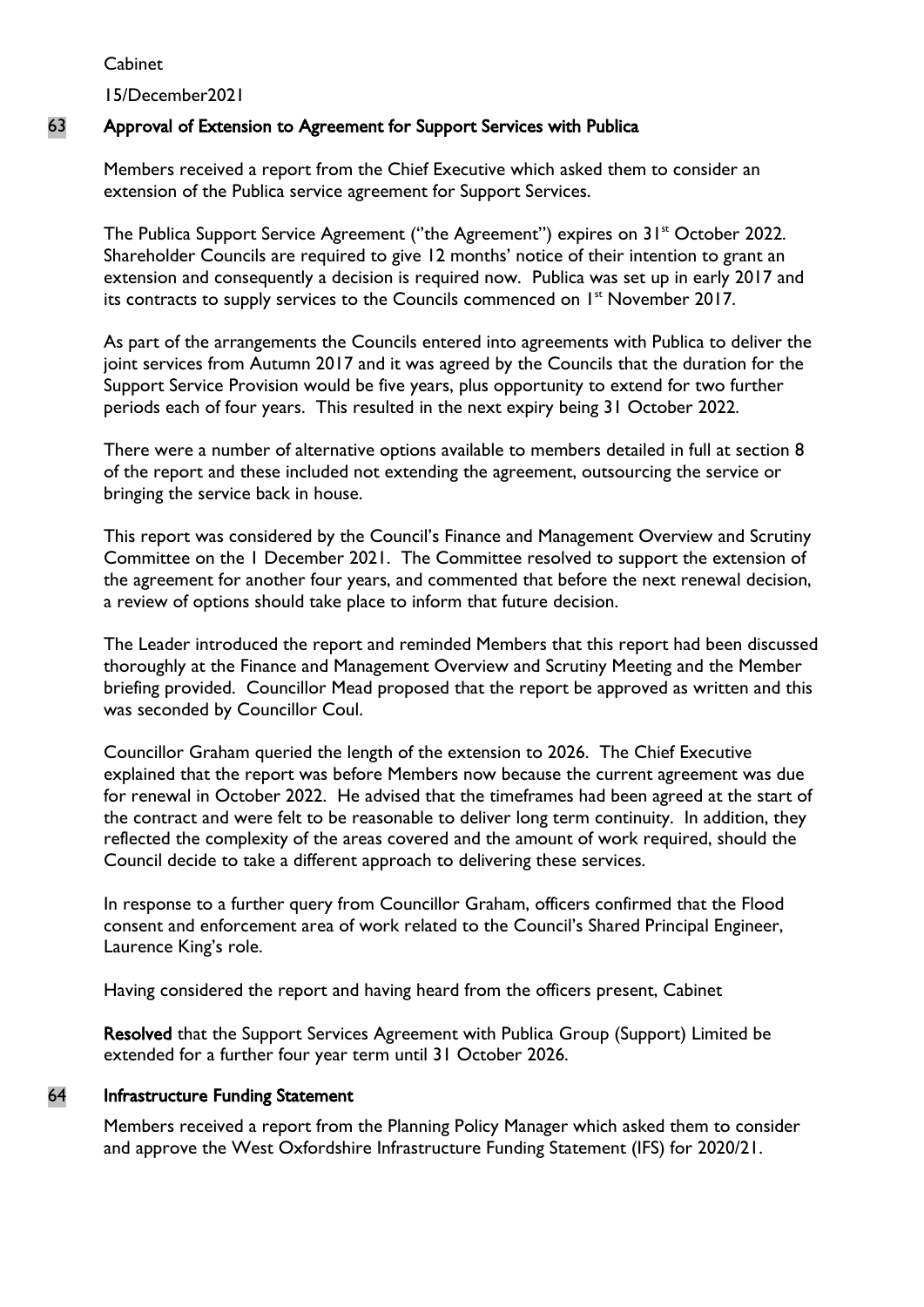## 63 Approval of Extension to Agreement for Support Services with Publica

Members received a report from the Chief Executive which asked them to consider an extension of the Publica service agreement for Support Services.

The Publica Support Service Agreement ("the Agreement") expires on 31st October 2022. Shareholder Councils are required to give 12 months' notice of their intention to grant an extension and consequently a decision is required now. Publica was set up in early 2017 and its contracts to supply services to the Councils commenced on 1st November 2017.

As part of the arrangements the Councils entered into agreements with Publica to deliver the joint services from Autumn 2017 and it was agreed by the Councils that the duration for the Support Service Provision would be five years, plus opportunity to extend for two further periods each of four years. This resulted in the next expiry being 31 October 2022.

There were a number of alternative options available to members detailed in full at section 8 of the report and these included not extending the agreement, outsourcing the service or bringing the service back in house.

This report was considered by the Council's Finance and Management Overview and Scrutiny Committee on the 1 December 2021. The Committee resolved to support the extension of the agreement for another four years, and commented that before the next renewal decision, a review of options should take place to inform that future decision.

The Leader introduced the report and reminded Members that this report had been discussed thoroughly at the Finance and Management Overview and Scrutiny Meeting and the Member briefing provided. Councillor Mead proposed that the report be approved as written and this was seconded by Councillor Coul.

Councillor Graham queried the length of the extension to 2026. The Chief Executive explained that the report was before Members now because the current agreement was due for renewal in October 2022. He advised that the timeframes had been agreed at the start of the contract and were felt to be reasonable to deliver long term continuity. In addition, they reflected the complexity of the areas covered and the amount of work required, should the Council decide to take a different approach to delivering these services.

In response to a further query from Councillor Graham, officers confirmed that the Flood consent and enforcement area of work related to the Council's Shared Principal Engineer, Laurence King's role.

Having considered the report and having heard from the officers present, Cabinet

**Resolved** that the Support Services Agreement with Publica Group (Support) Limited be extended for a further four year term until 31 October 2026.

## 64 Infrastructure Funding Statement

Members received a report from the Planning Policy Manager which asked them to consider and approve the West Oxfordshire Infrastructure Funding Statement (IFS) for 2020/21.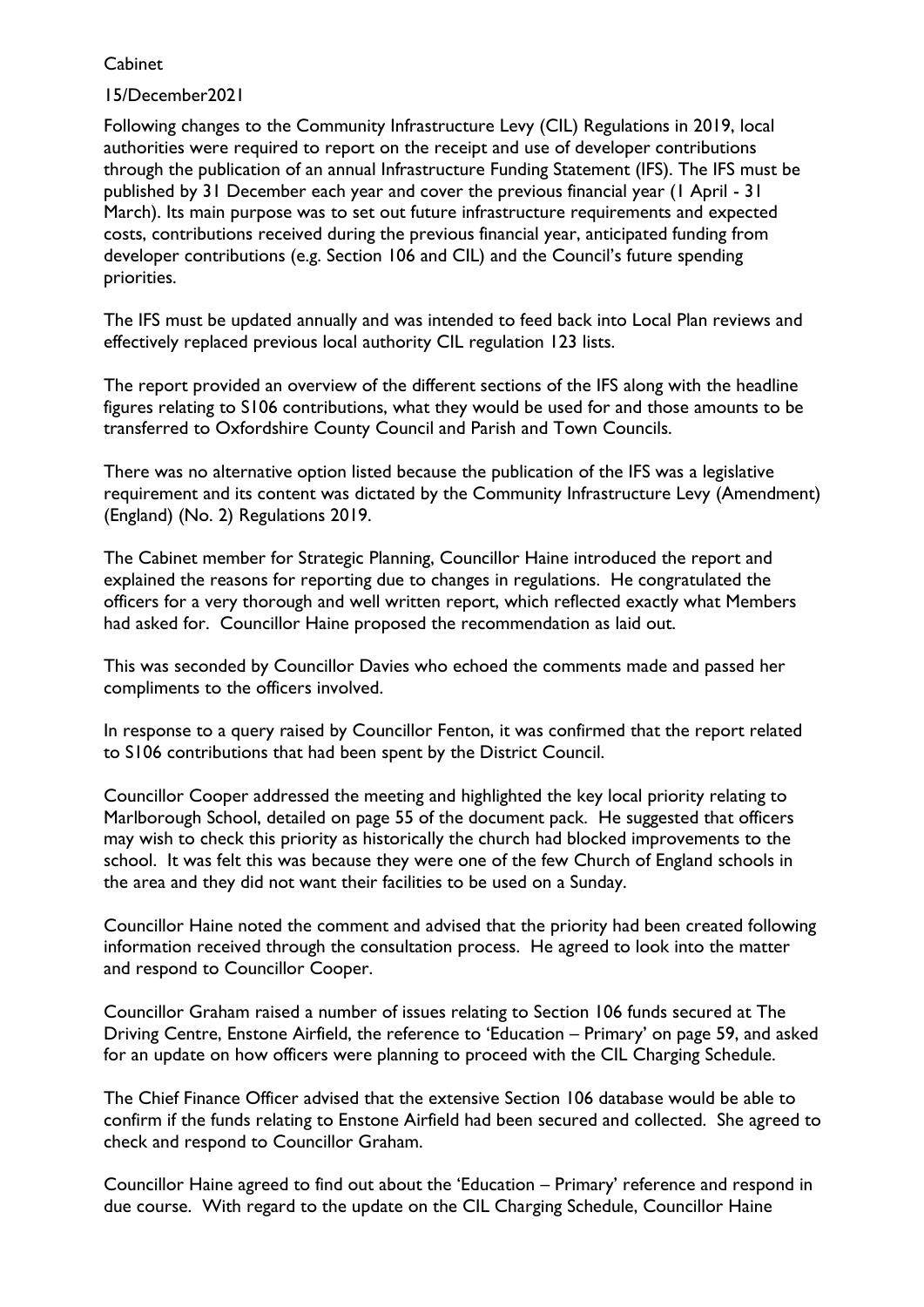Cabinet

15/December2021

Following changes to the Community Infrastructure Levy (CIL) Regulations in 2019, local authorities were required to report on the receipt and use of developer contributions through the publication of an annual Infrastructure Funding Statement (IFS). The IFS must be published by 31 December each year and cover the previous financial year (1 April - 31 March). Its main purpose was to set out future infrastructure requirements and expected costs, contributions received during the previous financial year, anticipated funding from developer contributions (e.g. Section 106 and CIL) and the Council's future spending priorities.

The IFS must be updated annually and was intended to feed back into Local Plan reviews and effectively replaced previous local authority CIL regulation 123 lists.

The report provided an overview of the different sections of the IFS along with the headline figures relating to S106 contributions, what they would be used for and those amounts to be transferred to Oxfordshire County Council and Parish and Town Councils.

There was no alternative option listed because the publication of the IFS was a legislative requirement and its content was dictated by the Community Infrastructure Levy (Amendment) (England) (No. 2) Regulations 2019.

The Cabinet member for Strategic Planning, Councillor Haine introduced the report and explained the reasons for reporting due to changes in regulations. He congratulated the officers for a very thorough and well written report, which reflected exactly what Members had asked for. Councillor Haine proposed the recommendation as laid out.

This was seconded by Councillor Davies who echoed the comments made and passed her compliments to the officers involved.

In response to a query raised by Councillor Fenton, it was confirmed that the report related to S106 contributions that had been spent by the District Council.

Councillor Cooper addressed the meeting and highlighted the key local priority relating to Marlborough School, detailed on page 55 of the document pack. He suggested that officers may wish to check this priority as historically the church had blocked improvements to the school. It was felt this was because they were one of the few Church of England schools in the area and they did not want their facilities to be used on a Sunday.

Councillor Haine noted the comment and advised that the priority had been created following information received through the consultation process. He agreed to look into the matter and respond to Councillor Cooper.

Councillor Graham raised a number of issues relating to Section 106 funds secured at The Driving Centre, Enstone Airfield, the reference to 'Education – Primary' on page 59, and asked for an update on how officers were planning to proceed with the CIL Charging Schedule.

The Chief Finance Officer advised that the extensive Section 106 database would be able to confirm if the funds relating to Enstone Airfield had been secured and collected. She agreed to check and respond to Councillor Graham.

Councillor Haine agreed to find out about the 'Education – Primary' reference and respond in due course. With regard to the update on the CIL Charging Schedule, Councillor Haine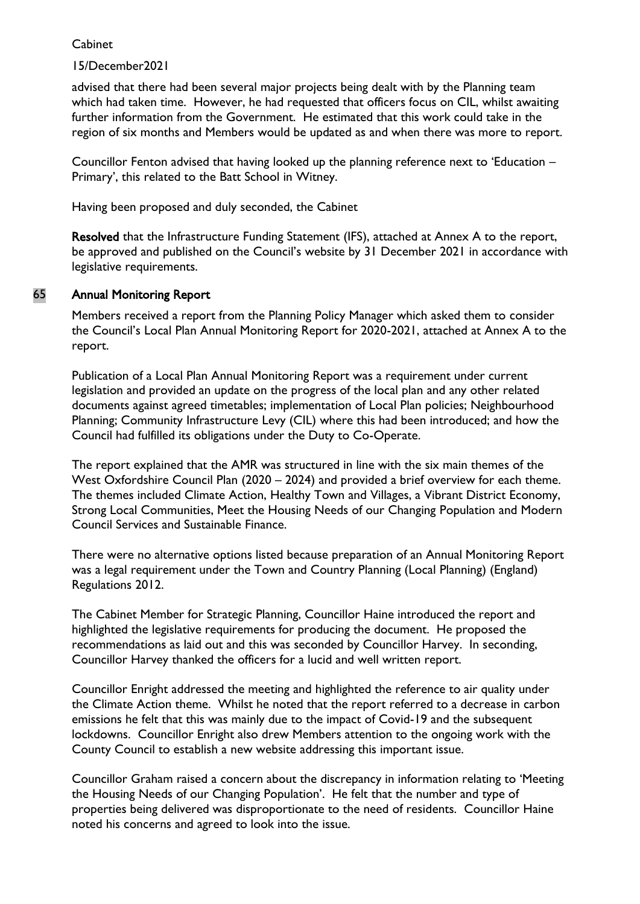advised that there had been several major projects being dealt with by the Planning team which had taken time. However, he had requested that officers focus on CIL, whilst awaiting further information from the Government. He estimated that this work could take in the region of six months and Members would be updated as and when there was more to report.

Councillor Fenton advised that having looked up the planning reference next to 'Education – Primary', this related to the Batt School in Witney.

Having been proposed and duly seconded, the Cabinet

**Resolved** that the Infrastructure Funding Statement (IFS), attached at Annex A to the report, be approved and published on the Council's website by 31 December 2021 in accordance with legislative requirements.

## 65 Annual Monitoring Report

Members received a report from the Planning Policy Manager which asked them to consider the Council's Local Plan Annual Monitoring Report for 2020-2021, attached at Annex A to the report.

Publication of a Local Plan Annual Monitoring Report was a requirement under current legislation and provided an update on the progress of the local plan and any other related documents against agreed timetables; implementation of Local Plan policies; Neighbourhood Planning; Community Infrastructure Levy (CIL) where this had been introduced; and how the Council had fulfilled its obligations under the Duty to Co-Operate.

The report explained that the AMR was structured in line with the six main themes of the West Oxfordshire Council Plan (2020 – 2024) and provided a brief overview for each theme. The themes included Climate Action, Healthy Town and Villages, a Vibrant District Economy, Strong Local Communities, Meet the Housing Needs of our Changing Population and Modern Council Services and Sustainable Finance.

There were no alternative options listed because preparation of an Annual Monitoring Report was a legal requirement under the Town and Country Planning (Local Planning) (England) Regulations 2012.

The Cabinet Member for Strategic Planning, Councillor Haine introduced the report and highlighted the legislative requirements for producing the document. He proposed the recommendations as laid out and this was seconded by Councillor Harvey. In seconding, Councillor Harvey thanked the officers for a lucid and well written report.

Councillor Enright addressed the meeting and highlighted the reference to air quality under the Climate Action theme. Whilst he noted that the report referred to a decrease in carbon emissions he felt that this was mainly due to the impact of Covid-19 and the subsequent lockdowns. Councillor Enright also drew Members attention to the ongoing work with the County Council to establish a new website addressing this important issue.

Councillor Graham raised a concern about the discrepancy in information relating to 'Meeting the Housing Needs of our Changing Population'. He felt that the number and type of properties being delivered was disproportionate to the need of residents. Councillor Haine noted his concerns and agreed to look into the issue.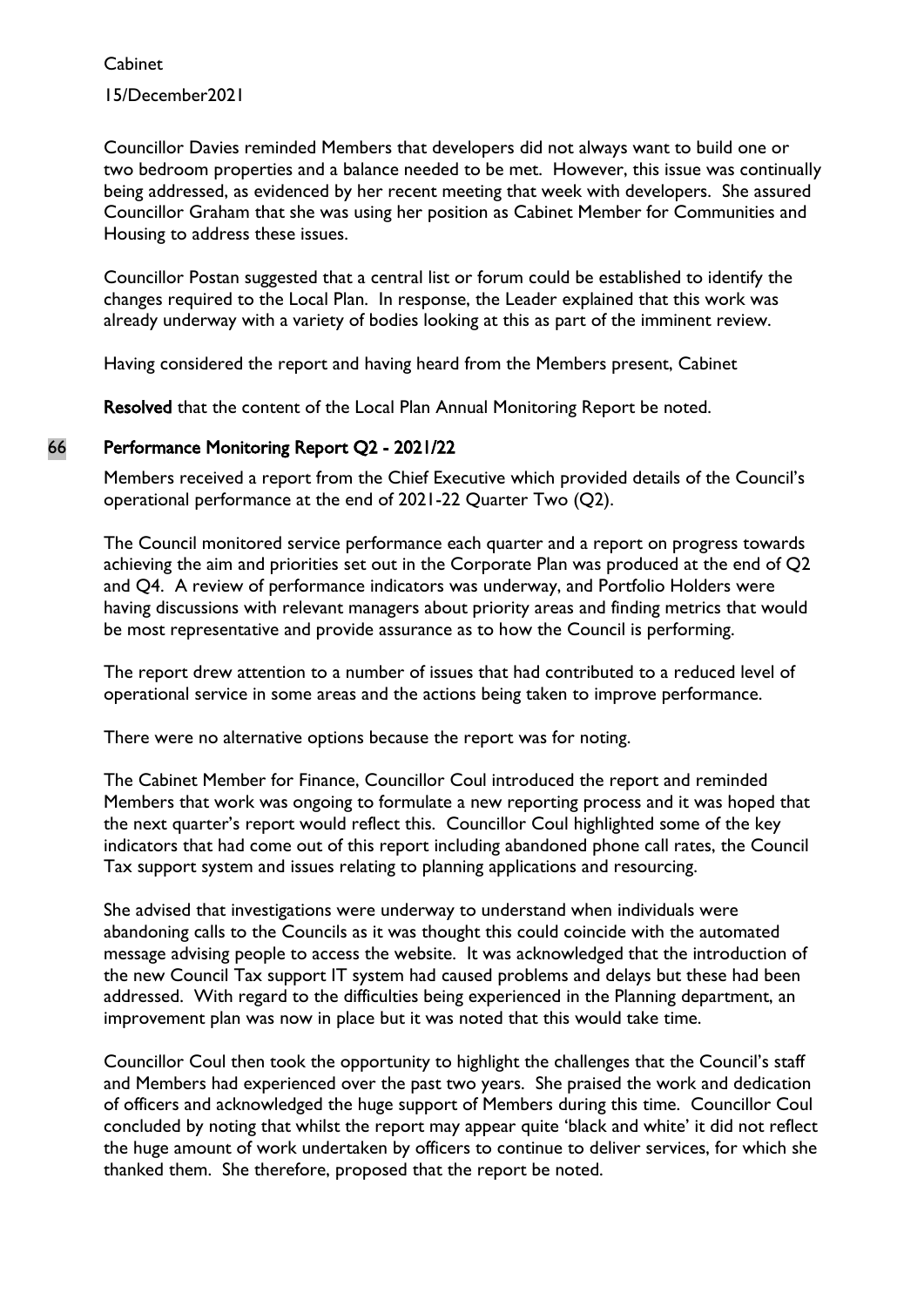Councillor Davies reminded Members that developers did not always want to build one or two bedroom properties and a balance needed to be met. However, this issue was continually being addressed, as evidenced by her recent meeting that week with developers. She assured Councillor Graham that she was using her position as Cabinet Member for Communities and Housing to address these issues.

Councillor Postan suggested that a central list or forum could be established to identify the changes required to the Local Plan. In response, the Leader explained that this work was already underway with a variety of bodies looking at this as part of the imminent review.

Having considered the report and having heard from the Members present, Cabinet

**Resolved** that the content of the Local Plan Annual Monitoring Report be noted.

## 66 Performance Monitoring Report Q2 - 2021/22

Members received a report from the Chief Executive which provided details of the Council's operational performance at the end of 2021-22 Quarter Two (Q2).

The Council monitored service performance each quarter and a report on progress towards achieving the aim and priorities set out in the Corporate Plan was produced at the end of Q2 and Q4. A review of performance indicators was underway, and Portfolio Holders were having discussions with relevant managers about priority areas and finding metrics that would be most representative and provide assurance as to how the Council is performing.

The report drew attention to a number of issues that had contributed to a reduced level of operational service in some areas and the actions being taken to improve performance.

There were no alternative options because the report was for noting.

The Cabinet Member for Finance, Councillor Coul introduced the report and reminded Members that work was ongoing to formulate a new reporting process and it was hoped that the next quarter's report would reflect this. Councillor Coul highlighted some of the key indicators that had come out of this report including abandoned phone call rates, the Council Tax support system and issues relating to planning applications and resourcing.

She advised that investigations were underway to understand when individuals were abandoning calls to the Councils as it was thought this could coincide with the automated message advising people to access the website. It was acknowledged that the introduction of the new Council Tax support IT system had caused problems and delays but these had been addressed. With regard to the difficulties being experienced in the Planning department, an improvement plan was now in place but it was noted that this would take time.

Councillor Coul then took the opportunity to highlight the challenges that the Council's staff and Members had experienced over the past two years. She praised the work and dedication of officers and acknowledged the huge support of Members during this time. Councillor Coul concluded by noting that whilst the report may appear quite 'black and white' it did not reflect the huge amount of work undertaken by officers to continue to deliver services, for which she thanked them. She therefore, proposed that the report be noted.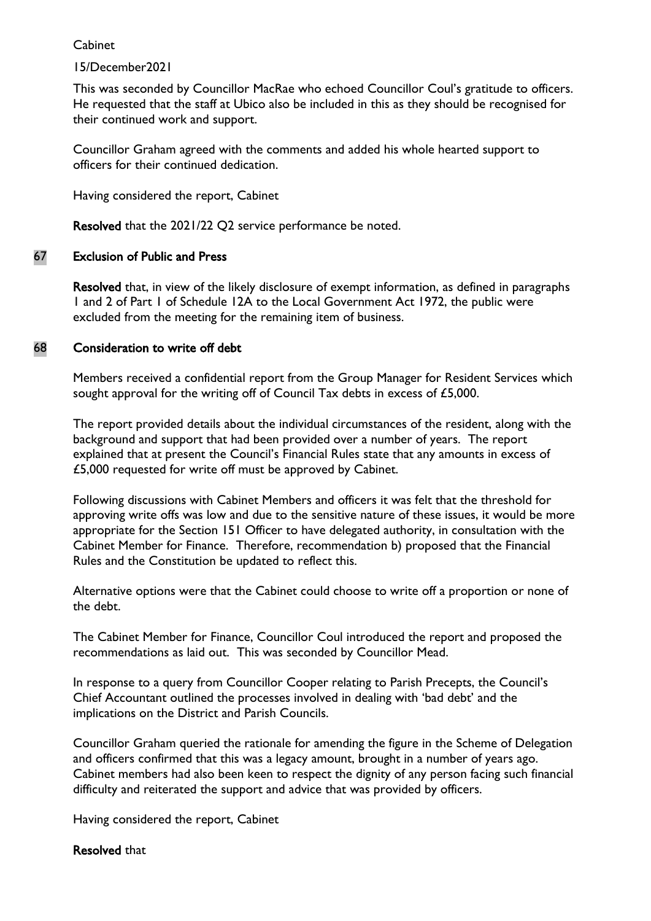This was seconded by Councillor MacRae who echoed Councillor Coul's gratitude to officers. He requested that the staff at Ubico also be included in this as they should be recognised for their continued work and support.

Councillor Graham agreed with the comments and added his whole hearted support to officers for their continued dedication.

Having considered the report, Cabinet

**Resolved** that the 2021/22 Q2 service performance be noted.

## 67 Exclusion of Public and Press

**Resolved** that, in view of the likely disclosure of exempt information, as defined in paragraphs 1 and 2 of Part 1 of Schedule 12A to the Local Government Act 1972, the public were excluded from the meeting for the remaining item of business.

## 68 Consideration to write off debt

Members received a confidential report from the Group Manager for Resident Services which sought approval for the writing off of Council Tax debts in excess of £5,000.

The report provided details about the individual circumstances of the resident, along with the background and support that had been provided over a number of years. The report explained that at present the Council's Financial Rules state that any amounts in excess of £5,000 requested for write off must be approved by Cabinet.

Following discussions with Cabinet Members and officers it was felt that the threshold for approving write offs was low and due to the sensitive nature of these issues, it would be more appropriate for the Section 151 Officer to have delegated authority, in consultation with the Cabinet Member for Finance. Therefore, recommendation b) proposed that the Financial Rules and the Constitution be updated to reflect this.

Alternative options were that the Cabinet could choose to write off a proportion or none of the debt.

The Cabinet Member for Finance, Councillor Coul introduced the report and proposed the recommendations as laid out. This was seconded by Councillor Mead.

In response to a query from Councillor Cooper relating to Parish Precepts, the Council's Chief Accountant outlined the processes involved in dealing with 'bad debt' and the implications on the District and Parish Councils.

Councillor Graham queried the rationale for amending the figure in the Scheme of Delegation and officers confirmed that this was a legacy amount, brought in a number of years ago. Cabinet members had also been keen to respect the dignity of any person facing such financial difficulty and reiterated the support and advice that was provided by officers.

Having considered the report, Cabinet

**Resolved** that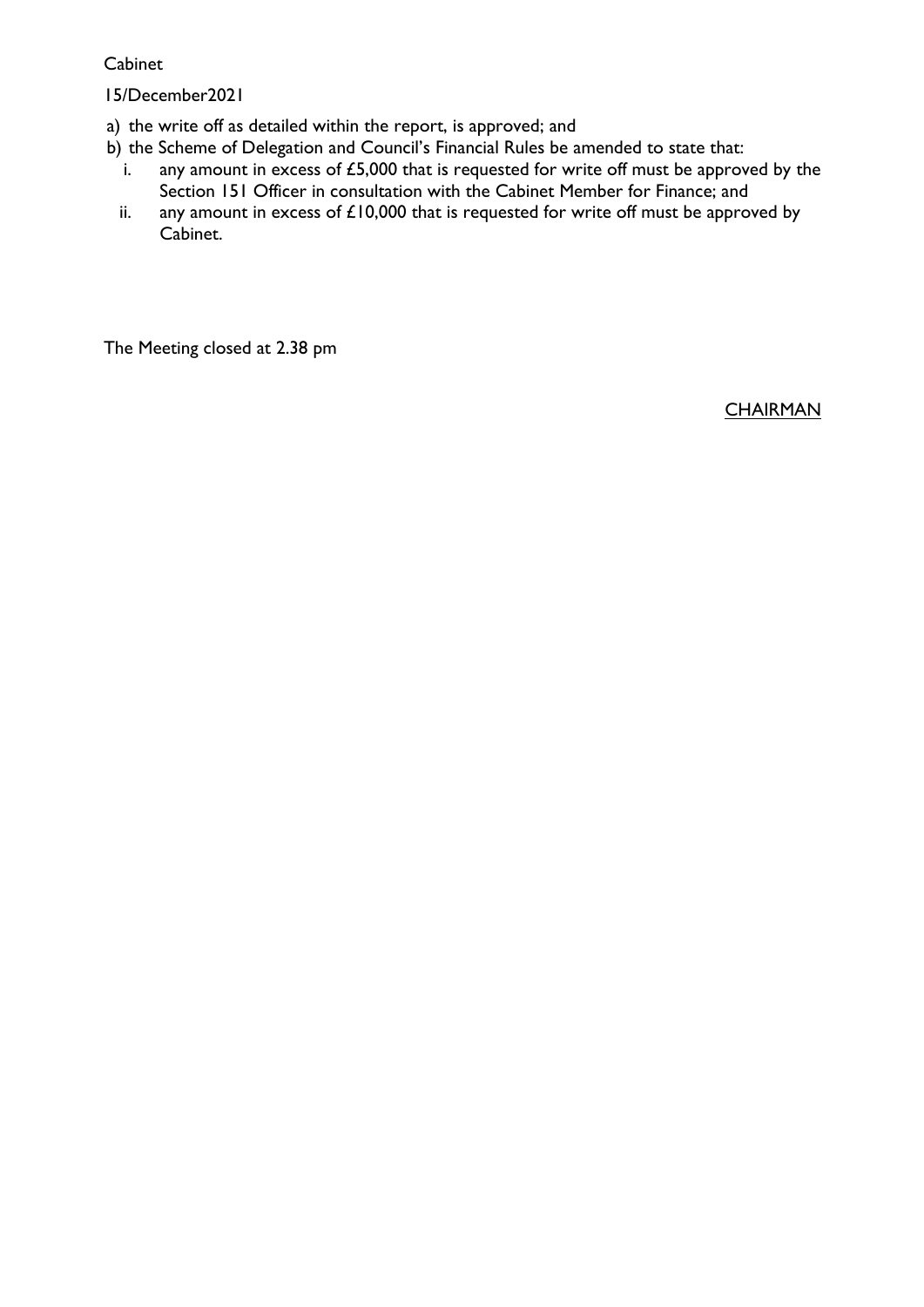a) the write off as detailed within the report, is approved; and
b) the Scheme of Delegation and Council's Financial Rules be amended to state that:
   i. any amount in excess of £5,000 that is requested for write off must be approved by the Section 151 Officer in consultation with the Cabinet Member for Finance; and
   ii. any amount in excess of £10,000 that is requested for write off must be approved by Cabinet.

The Meeting closed at 2.38 pm

CHAIRMAN